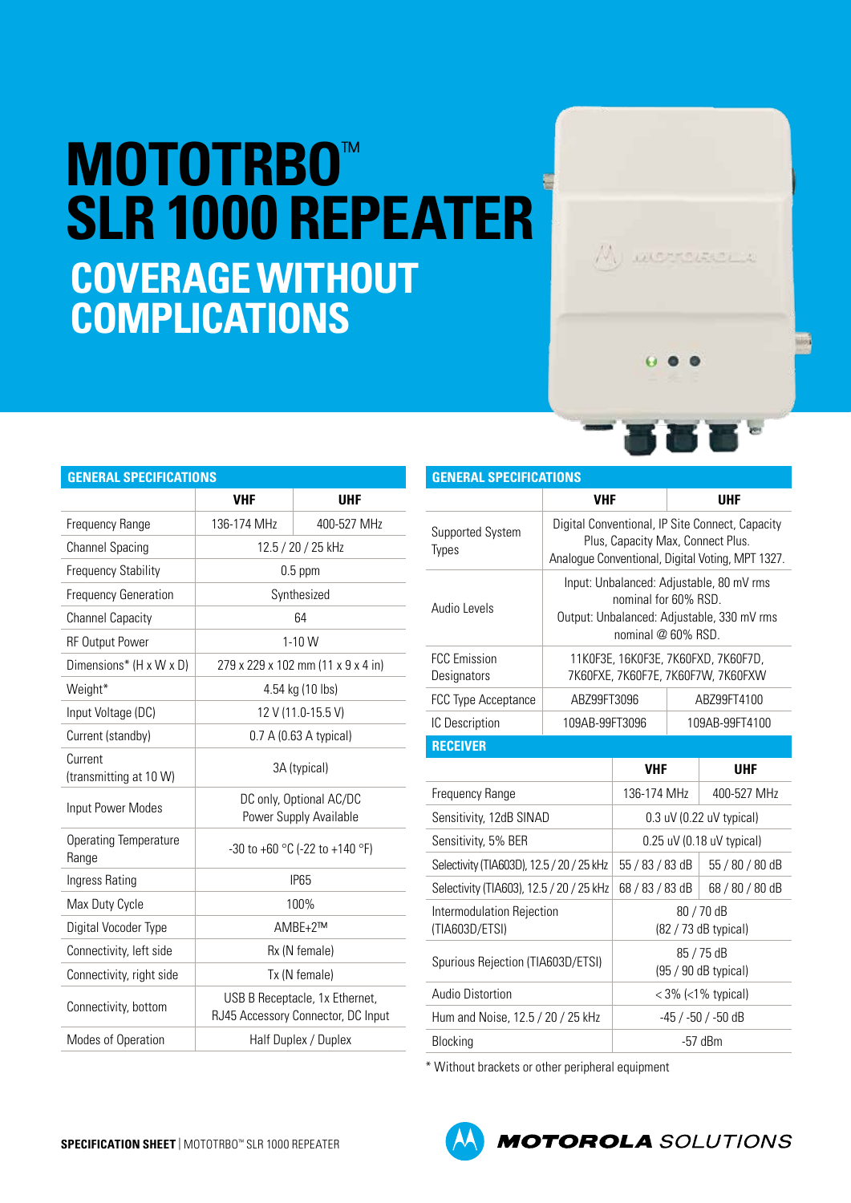# MOTOTRBO™ SLR 1000 REPEATER

## COVERAGE WITHOUT COMPLICATIONS

### GENERAL SPECIFICATIONS

| | VHF | UHF |
|---|---|---|
| Frequency Range | 136-174 MHz | 400-527 MHz |
| Channel Spacing | 12.5 / 20 / 25 kHz | |
| Frequency Stability | 0.5 ppm | |
| Frequency Generation | Synthesized | |
| Channel Capacity | 64 | |
| RF Output Power | 1-10 W | |
| Dimensions* (H x W x D) | 279 x 229 x 102 mm (11 x 9 x 4 in) | |
| Weight* | 4.54 kg (10 lbs) | |
| Input Voltage (DC) | 12 V (11.0-15.5 V) | |
| Current (standby) | 0.7 A (0.63 A typical) | |
| Current (transmitting at 10 W) | 3A (typical) | |
| Input Power Modes | DC only, Optional AC/DC Power Supply Available | |
| Operating Temperature Range | -30 to +60 °C (-22 to +140 °F) | |
| Ingress Rating | IP65 | |
| Max Duty Cycle | 100% | |
| Digital Vocoder Type | AMBE+2™ | |
| Connectivity, left side | Rx (N female) | |
| Connectivity, right side | Tx (N female) | |
| Connectivity, bottom | USB B Receptacle, 1x Ethernet, RJ45 Accessory Connector, DC Input | |
| Modes of Operation | Half Duplex / Duplex | |

### GENERAL SPECIFICATIONS

| | VHF | UHF |
|---|---|---|
| Supported System Types | Digital Conventional, IP Site Connect, Capacity Plus, Capacity Max, Connect Plus. Analogue Conventional, Digital Voting, MPT 1327. | |
| Audio Levels | Input: Unbalanced: Adjustable, 80 mV rms nominal for 60% RSD. Output: Unbalanced: Adjustable, 330 mV rms nominal @ 60% RSD. | |
| FCC Emission Designators | 11K0F3E, 16K0F3E, 7K60FXD, 7K60F7D, 7K60FXE, 7K60F7E, 7K60F7W, 7K60FXW | |
| FCC Type Acceptance | ABZ99FT3096 | ABZ99FT4100 |
| IC Description | 109AB-99FT3096 | 109AB-99FT4100 |

### RECEIVER

| | VHF | UHF |
|---|---|---|
| Frequency Range | 136-174 MHz | 400-527 MHz |
| Sensitivity, 12dB SINAD | 0.3 uV (0.22 uV typical) | |
| Sensitivity, 5% BER | 0.25 uV (0.18 uV typical) | |
| Selectivity (TIA603D), 12.5 / 20 / 25 kHz | 55 / 83 / 83 dB | 55 / 80 / 80 dB |
| Selectivity (TIA603), 12.5 / 20 / 25 kHz | 68 / 83 / 83 dB | 68 / 80 / 80 dB |
| Intermodulation Rejection (TIA603D/ETSI) | 80 / 70 dB (82 / 73 dB typical) | |
| Spurious Rejection (TIA603D/ETSI) | 85 / 75 dB (95 / 90 dB typical) | |
| Audio Distortion | < 3% (<1% typical) | |
| Hum and Noise, 12.5 / 20 / 25 kHz | -45 / -50 / -50 dB | |
| Blocking | -57 dBm | |

* Without brackets or other peripheral equipment

**SPECIFICATION SHEET** | MOTOTRBO™ SLR 1000 REPEATER

MOTOROLA SOLUTIONS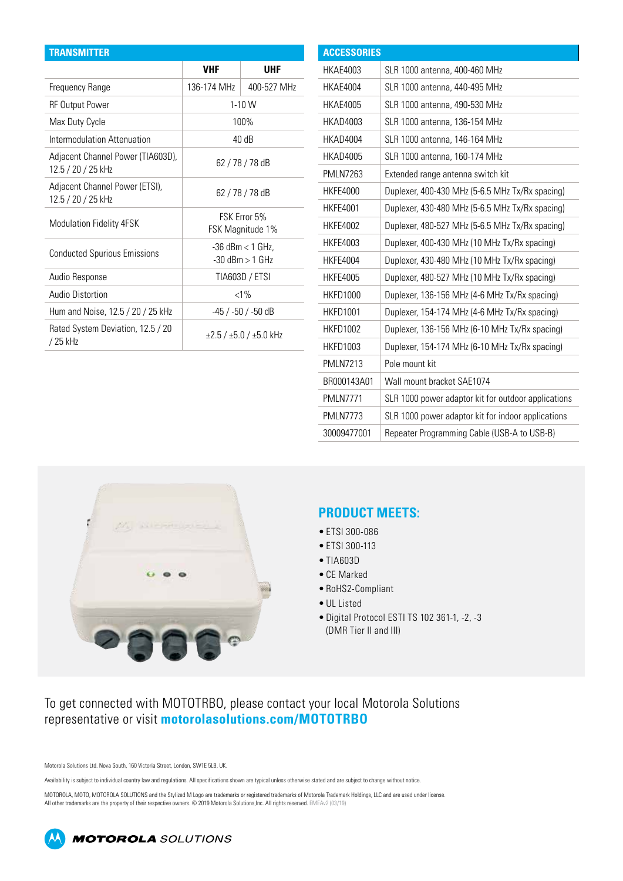## TRANSMITTER

| | VHF | UHF |
|---|---|---|
| Frequency Range | 136-174 MHz | 400-527 MHz |
| RF Output Power | 1-10 W | |
| Max Duty Cycle | 100% | |
| Intermodulation Attenuation | 40 dB | |
| Adjacent Channel Power (TIA603D), 12.5 / 20 / 25 kHz | 62 / 78 / 78 dB | |
| Adjacent Channel Power (ETSI), 12.5 / 20 / 25 kHz | 62 / 78 / 78 dB | |
| Modulation Fidelity 4FSK | FSK Error 5%<br>FSK Magnitude 1% | |
| Conducted Spurious Emissions | -36 dBm < 1 GHz,<br>-30 dBm > 1 GHz | |
| Audio Response | TIA603D / ETSI | |
| Audio Distortion | <1% | |
| Hum and Noise, 12.5 / 20 / 25 kHz | -45 / -50 / -50 dB | |
| Rated System Deviation, 12.5 / 20 / 25 kHz | ±2.5 / ±5.0 / ±5.0 kHz | |

## ACCESSORIES

| | |
|---|---|
| HKAE4003 | SLR 1000 antenna, 400-460 MHz |
| HKAE4004 | SLR 1000 antenna, 440-495 MHz |
| HKAE4005 | SLR 1000 antenna, 490-530 MHz |
| HKAD4003 | SLR 1000 antenna, 136-154 MHz |
| HKAD4004 | SLR 1000 antenna, 146-164 MHz |
| HKAD4005 | SLR 1000 antenna, 160-174 MHz |
| PMLN7263 | Extended range antenna switch kit |
| HKFE4000 | Duplexer, 400-430 MHz (5-6.5 MHz Tx/Rx spacing) |
| HKFE4001 | Duplexer, 430-480 MHz (5-6.5 MHz Tx/Rx spacing) |
| HKFE4002 | Duplexer, 480-527 MHz (5-6.5 MHz Tx/Rx spacing) |
| HKFE4003 | Duplexer, 400-430 MHz (10 MHz Tx/Rx spacing) |
| HKFE4004 | Duplexer, 430-480 MHz (10 MHz Tx/Rx spacing) |
| HKFE4005 | Duplexer, 480-527 MHz (10 MHz Tx/Rx spacing) |
| HKFD1000 | Duplexer, 136-156 MHz (4-6 MHz Tx/Rx spacing) |
| HKFD1001 | Duplexer, 154-174 MHz (4-6 MHz Tx/Rx spacing) |
| HKFD1002 | Duplexer, 136-156 MHz (6-10 MHz Tx/Rx spacing) |
| HKFD1003 | Duplexer, 154-174 MHz (6-10 MHz Tx/Rx spacing) |
| PMLN7213 | Pole mount kit |
| BR000143A01 | Wall mount bracket SAE1074 |
| PMLN7771 | SLR 1000 power adaptor kit for outdoor applications |
| PMLN7773 | SLR 1000 power adaptor kit for indoor applications |
| 30009477001 | Repeater Programming Cable (USB-A to USB-B) |

## PRODUCT MEETS:

- ETSI 300-086
- ETSI 300-113
- TIA603D
- CE Marked
- RoHS2-Compliant
- UL Listed
- Digital Protocol ESTI TS 102 361-1, -2, -3 (DMR Tier II and III)

To get connected with MOTOTRBO, please contact your local Motorola Solutions representative or visit **motorolasolutions.com/MOTOTRBO**

Motorola Solutions Ltd. Nova South, 160 Victoria Street, London, SW1E 5LB, UK.

Availability is subject to individual country law and regulations. All specifications shown are typical unless otherwise stated and are subject to change without notice.

MOTOROLA, MOTO, MOTOROLA SOLUTIONS and the Stylized M Logo are trademarks or registered trademarks of Motorola Trademark Holdings, LLC and are used under license. All other trademarks are the property of their respective owners. © 2019 Motorola Solutions,Inc. All rights reserved. EMEAv2 (03/19)

MOTOROLA SOLUTIONS